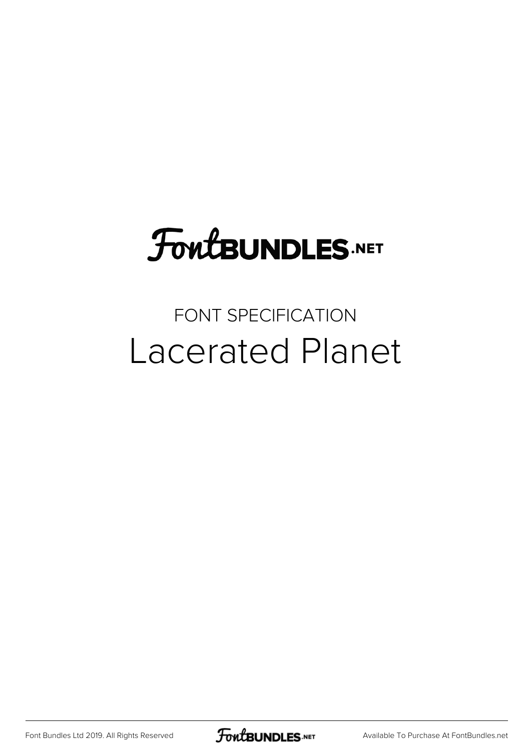FontBUNDLES.NET

FONT SPECIFICATION

# Lacerated Planet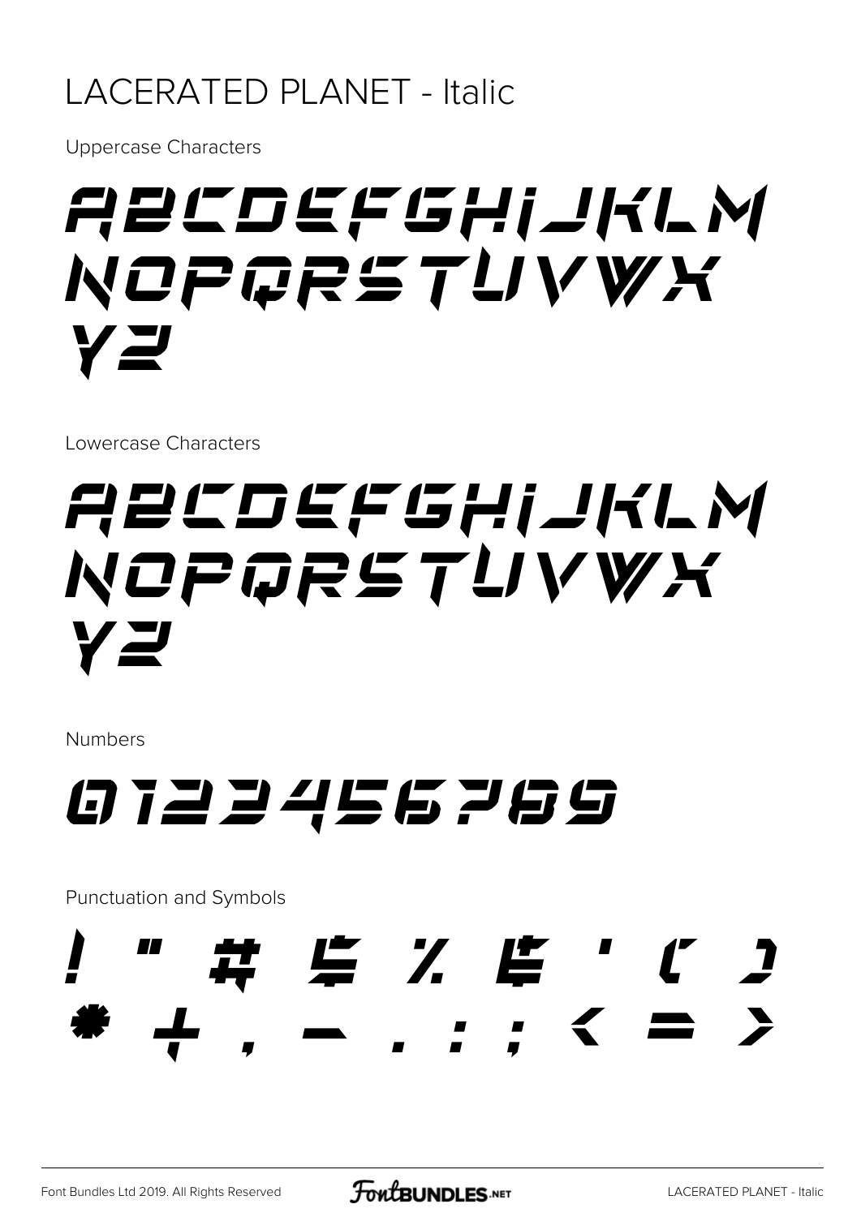# LACERATED PLANET - Italic

Uppercase Characters

ABCDEFGHIJKLM
NOPQRSTUVWX
YZ

Lowercase Characters

abcdefghijklm
nopqrstuvwx
yz

Numbers

0123456789

Punctuation and Symbols

! " # $ % & ' ( )
* + , - . : ; < = >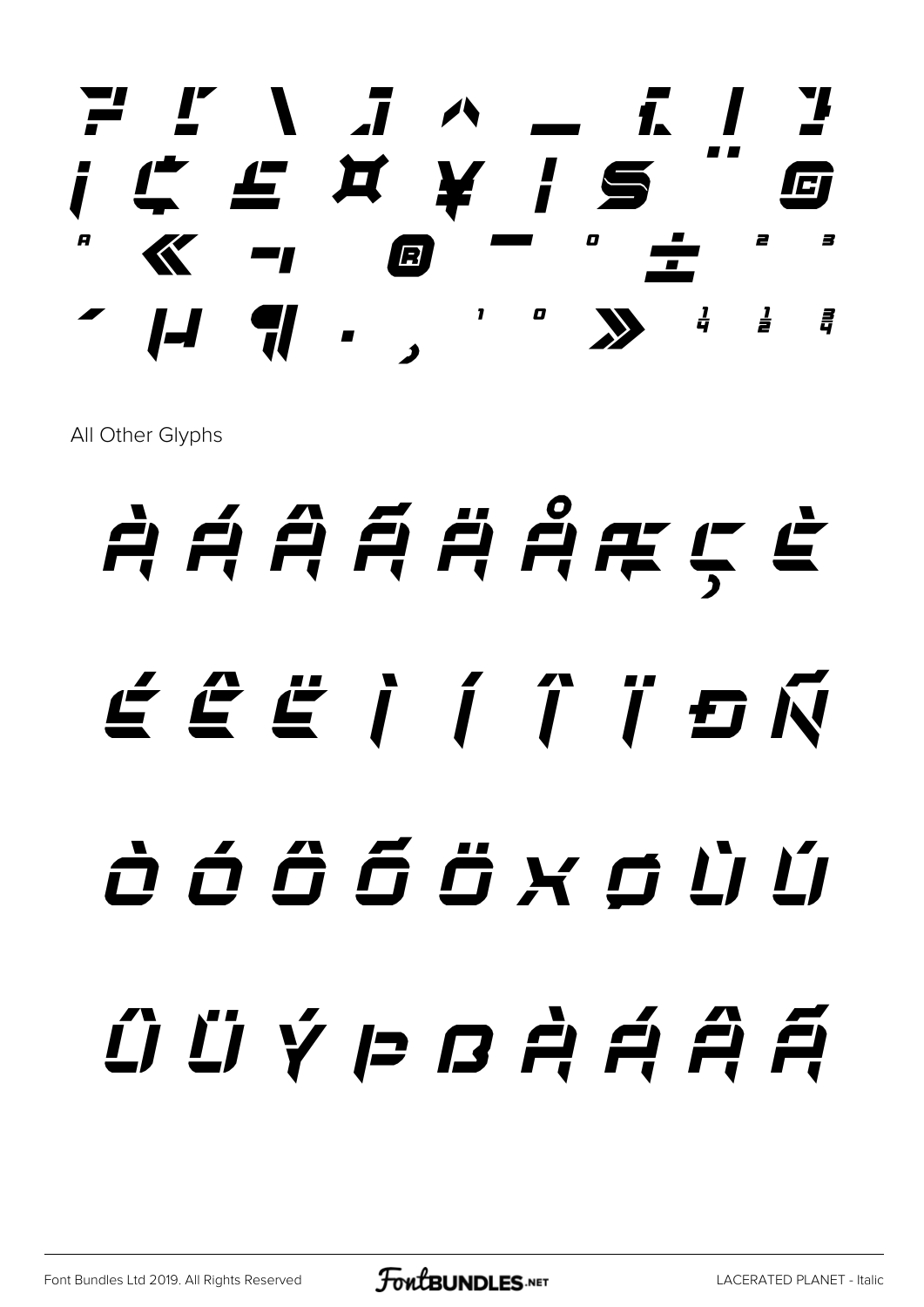= [ \ ] ^ _ { | }

¡ ¢ £ ¤ ¥ ¦ § ¨ ©

ª « ¬ ® ¯ ° ± ² ³

´ µ ¶ · ¸ ¹ º » ¼ ½ ¾

All Other Glyphs

À Á Â Ã Ä Å Æ Ç È

É Ê Ë Ì Í Î Ï Ð Ñ

Ò Ó Ô Õ Ö × Ø Ù Ú

Û Ü Ý Þ ß à á â ã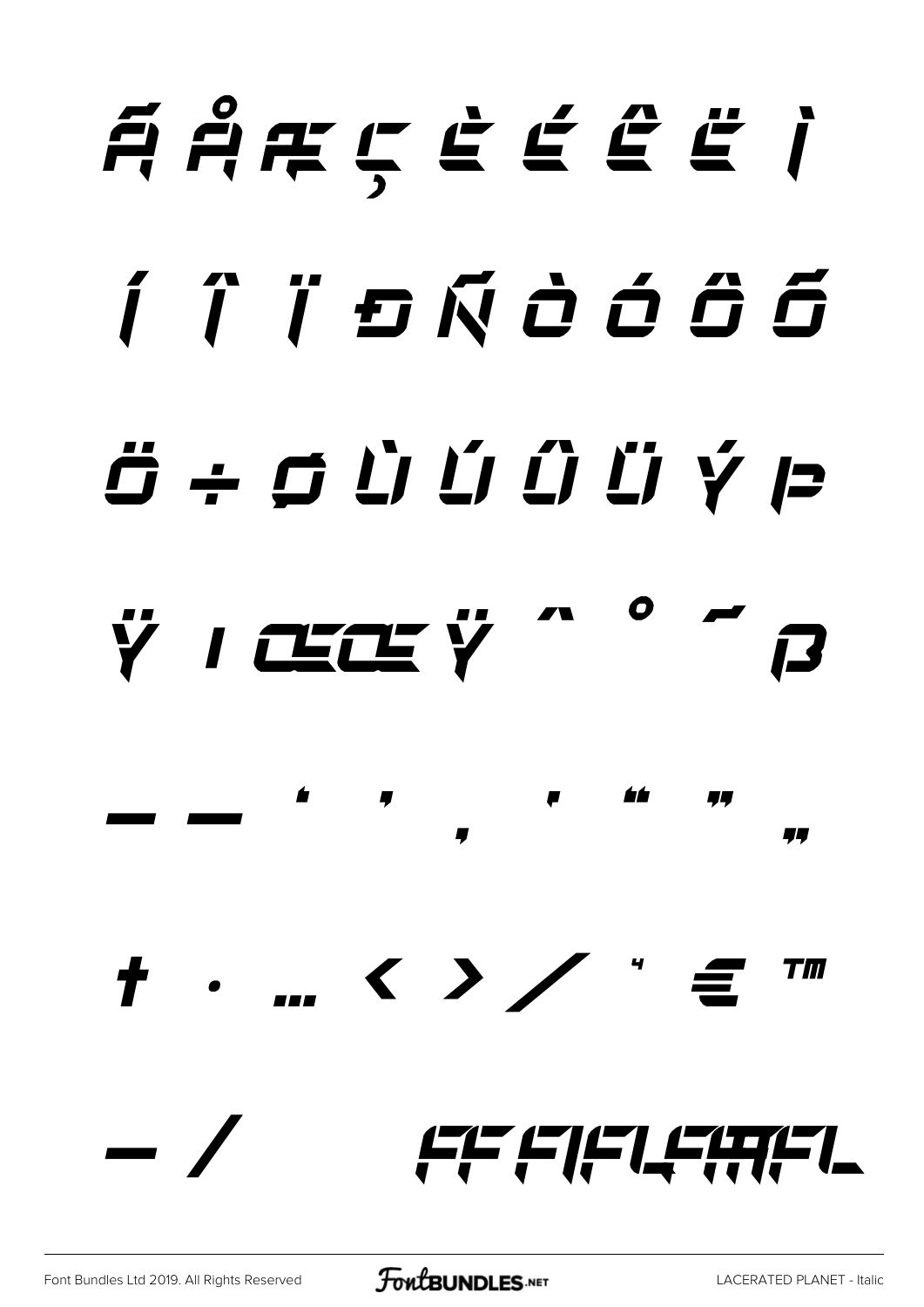Ã Å Æ Ç È É Ê Ë Ì

Í Î Ï Ð Ñ Ò Ó Ô Õ

Ö ÷ Ø Ù Ú Û Ü Ý Þ

ÿ ı Œ œ Ÿ ˆ ˚ ˜ ß

– — ‘ ’ ‚ ' “ ” „

† · … ‹ › ⁄ ⁴ € ™

− ∕ ﬀ ﬁ ﬂ ﬃ ﬄ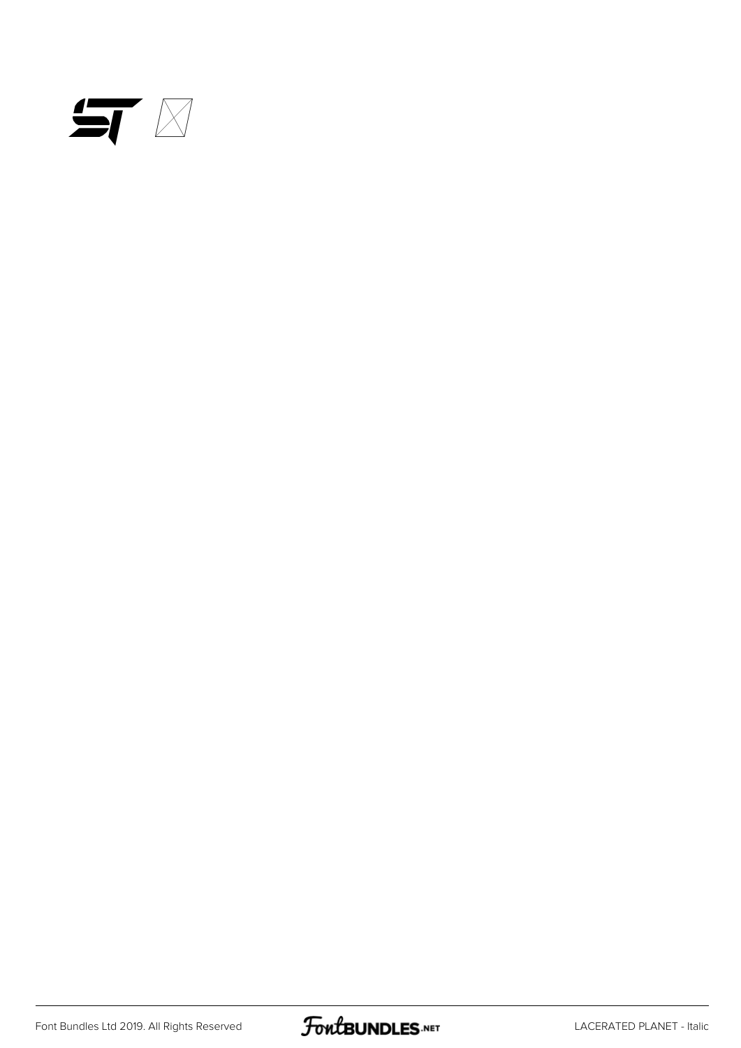ST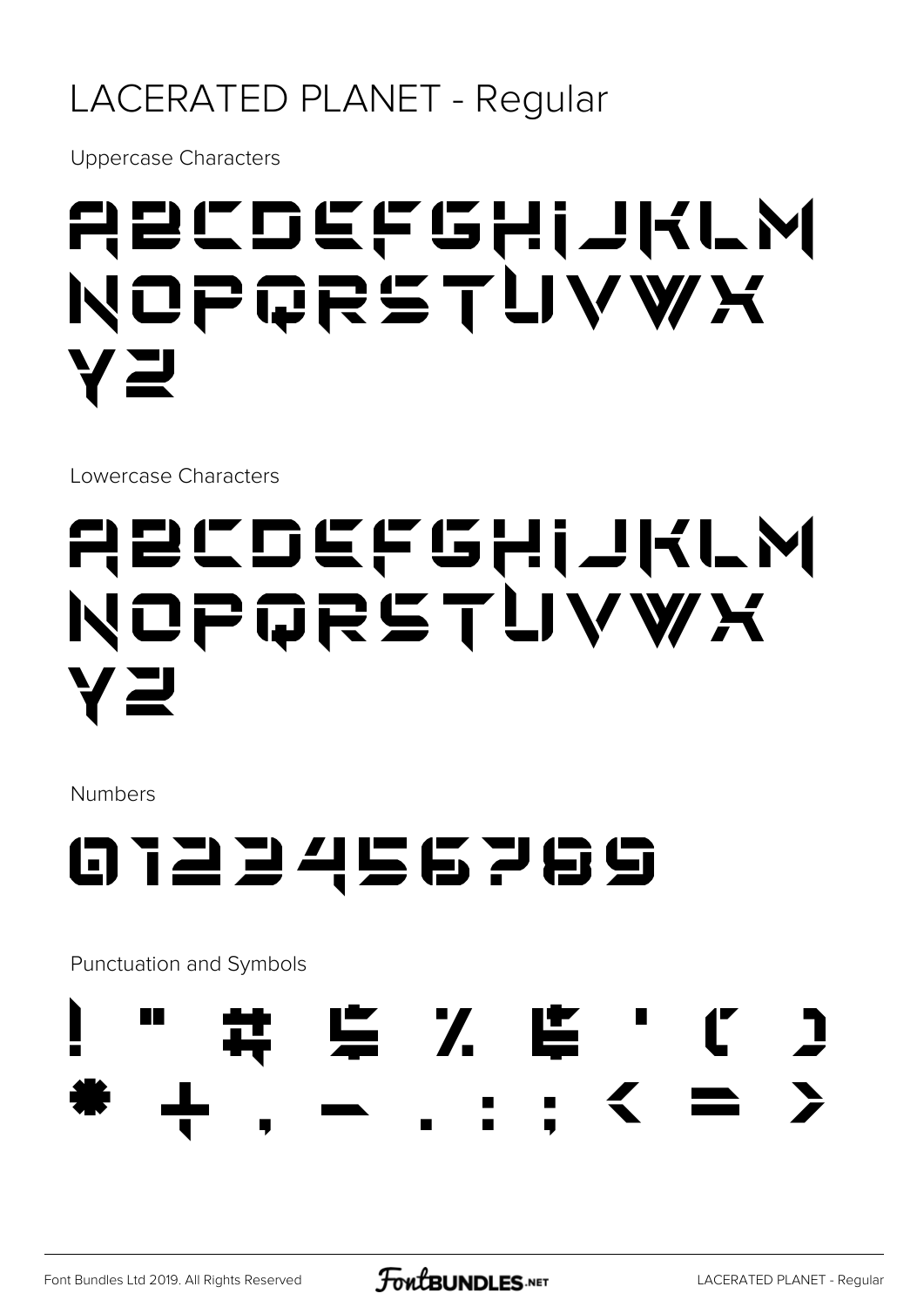# LACERATED PLANET - Regular

Uppercase Characters

ABCDEFGHIJKLM
NOPQRSTUVWX
YZ

Lowercase Characters

ABCDEFGHIJKLM
NOPQRSTUVWX
YZ

Numbers

0123456789

Punctuation and Symbols

! " # $ % & ' ( )
* + , - . : ; < = >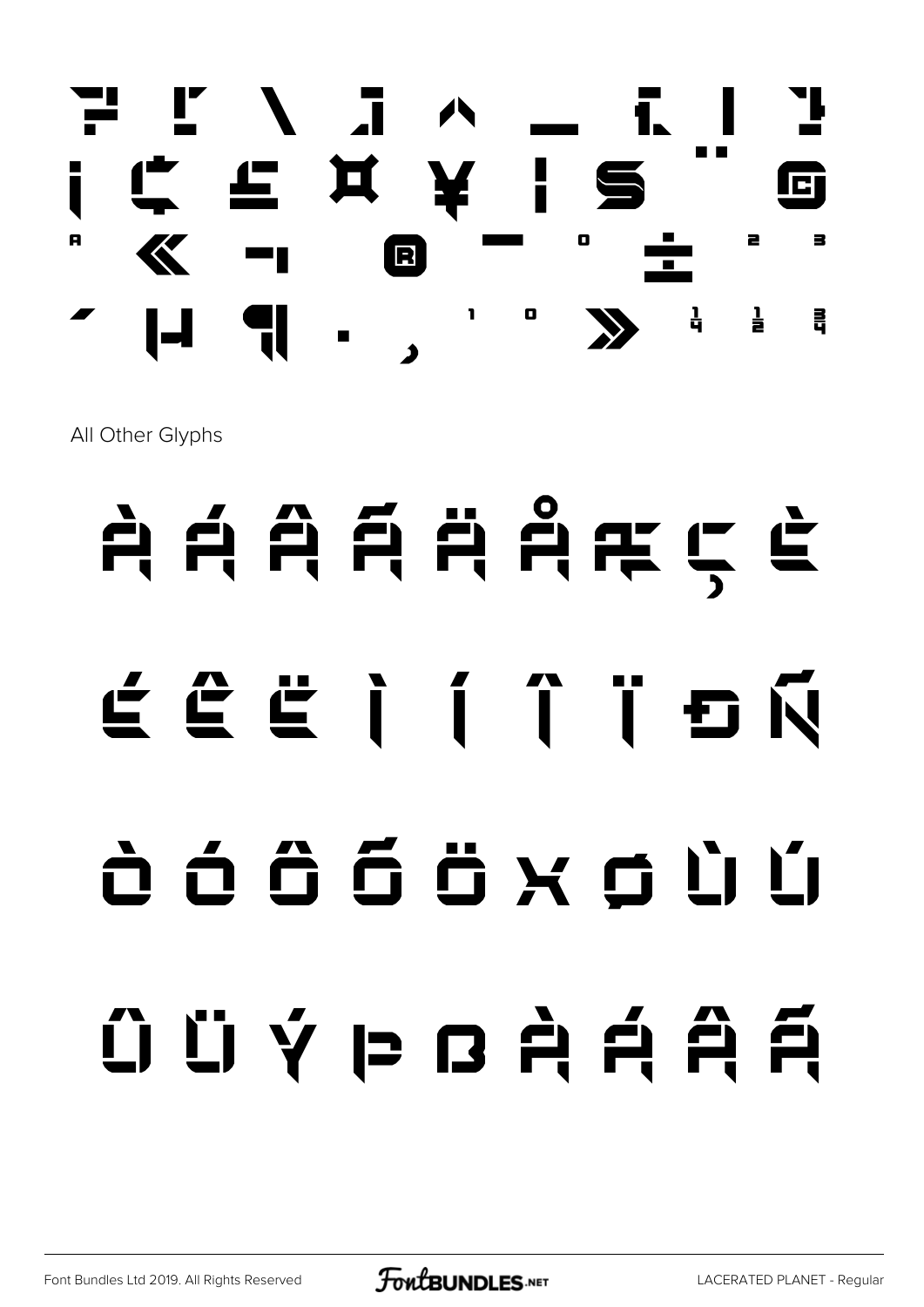¿ ¡ ¢ £ ¤ ¥ ¦ § ¨ ©

ª « ¬ ® ¯ ° ± ² ³

´ µ ¶ · ¸ ¹ º » ¼ ½ ¾

All Other Glyphs

À Á Â Ã Ä Å Æ Ç È

É Ê Ë Ì Í Î Ï Ð Ñ

Ò Ó Ô Õ Ö × Ø Ù Ú

Û Ü Ý Þ ß à á â ã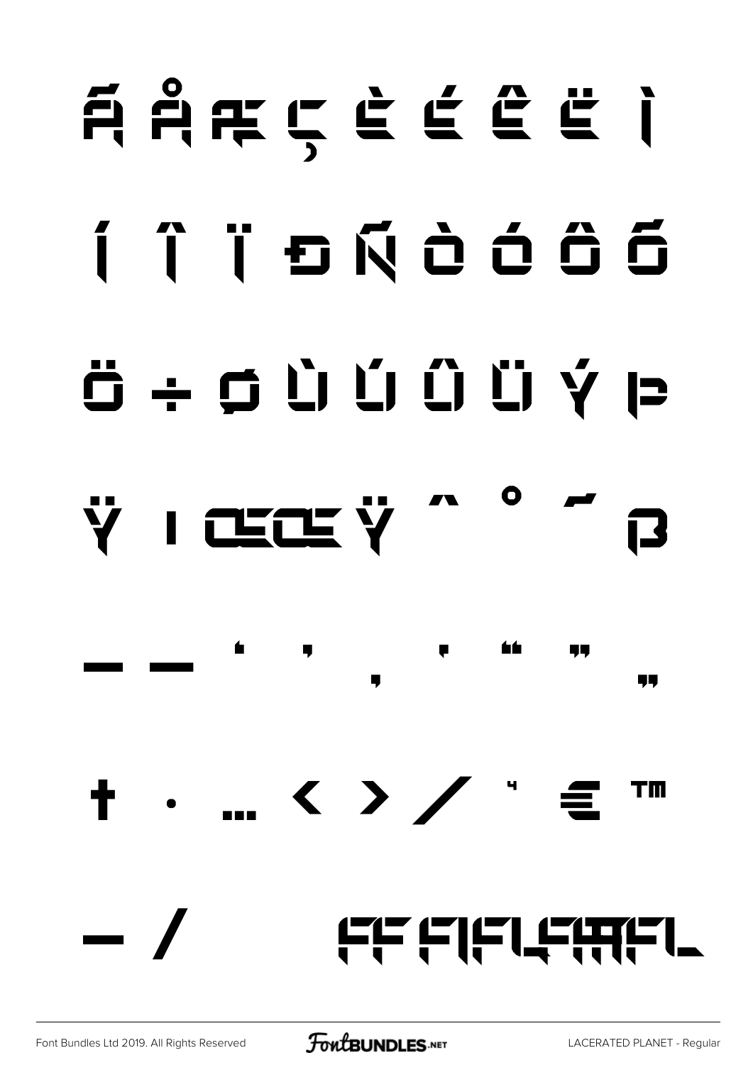Ã Å Æ Ç È É Ê Ë Ì

Í Î Ï Ð Ñ Ò Ó Ô Õ

Ö ÷ Ø Ù Ú Û Ü Ý Þ

ÿ ı Œ œ Ÿ ˆ ˚ ˜ ß

– — ‘ ’ ‚ ‛ “ ” „

† • … ‹ › ⁄ ⁴ € ™

− ∕ ﬀ ﬁ ﬂ ﬃ ﬄ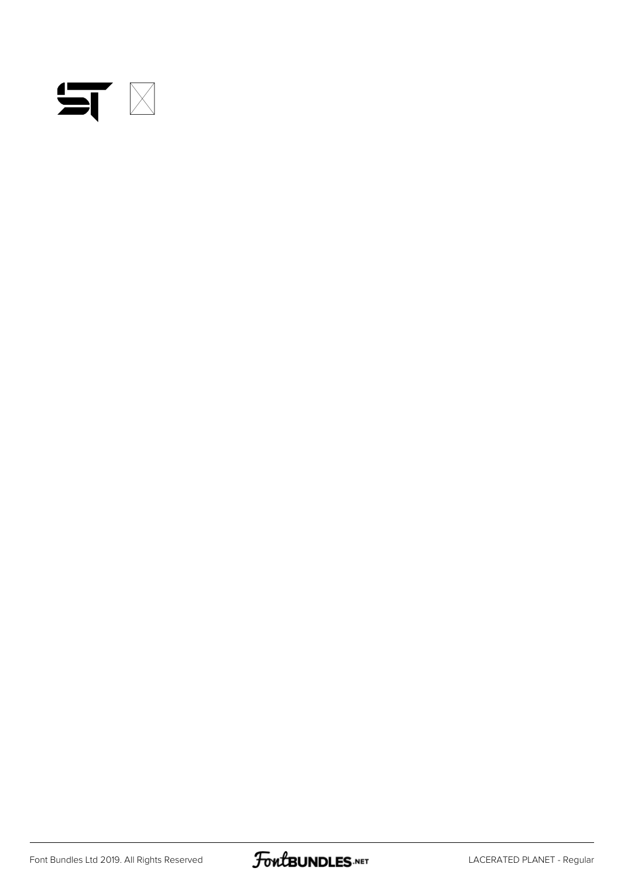ST